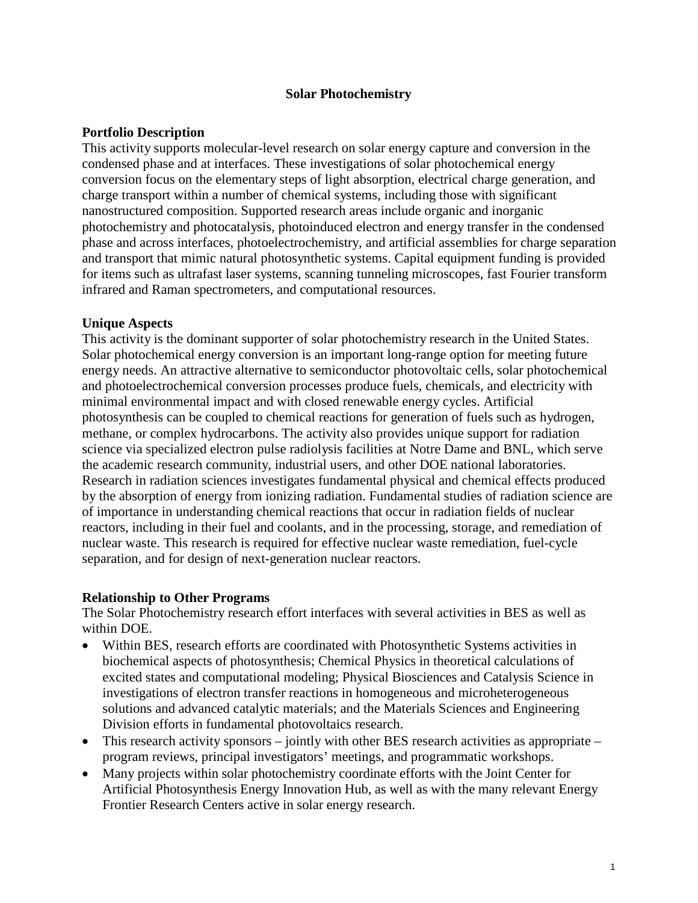# Solar Photochemistry

## Portfolio Description

This activity supports molecular-level research on solar energy capture and conversion in the condensed phase and at interfaces. These investigations of solar photochemical energy conversion focus on the elementary steps of light absorption, electrical charge generation, and charge transport within a number of chemical systems, including those with significant nanostructured composition. Supported research areas include organic and inorganic photochemistry and photocatalysis, photoinduced electron and energy transfer in the condensed phase and across interfaces, photoelectrochemistry, and artificial assemblies for charge separation and transport that mimic natural photosynthetic systems. Capital equipment funding is provided for items such as ultrafast laser systems, scanning tunneling microscopes, fast Fourier transform infrared and Raman spectrometers, and computational resources.

## Unique Aspects

This activity is the dominant supporter of solar photochemistry research in the United States. Solar photochemical energy conversion is an important long-range option for meeting future energy needs. An attractive alternative to semiconductor photovoltaic cells, solar photochemical and photoelectrochemical conversion processes produce fuels, chemicals, and electricity with minimal environmental impact and with closed renewable energy cycles. Artificial photosynthesis can be coupled to chemical reactions for generation of fuels such as hydrogen, methane, or complex hydrocarbons. The activity also provides unique support for radiation science via specialized electron pulse radiolysis facilities at Notre Dame and BNL, which serve the academic research community, industrial users, and other DOE national laboratories. Research in radiation sciences investigates fundamental physical and chemical effects produced by the absorption of energy from ionizing radiation. Fundamental studies of radiation science are of importance in understanding chemical reactions that occur in radiation fields of nuclear reactors, including in their fuel and coolants, and in the processing, storage, and remediation of nuclear waste. This research is required for effective nuclear waste remediation, fuel-cycle separation, and for design of next-generation nuclear reactors.

## Relationship to Other Programs

The Solar Photochemistry research effort interfaces with several activities in BES as well as within DOE.

- Within BES, research efforts are coordinated with Photosynthetic Systems activities in biochemical aspects of photosynthesis; Chemical Physics in theoretical calculations of excited states and computational modeling; Physical Biosciences and Catalysis Science in investigations of electron transfer reactions in homogeneous and microheterogeneous solutions and advanced catalytic materials; and the Materials Sciences and Engineering Division efforts in fundamental photovoltaics research.
- This research activity sponsors – jointly with other BES research activities as appropriate – program reviews, principal investigators' meetings, and programmatic workshops.
- Many projects within solar photochemistry coordinate efforts with the Joint Center for Artificial Photosynthesis Energy Innovation Hub, as well as with the many relevant Energy Frontier Research Centers active in solar energy research.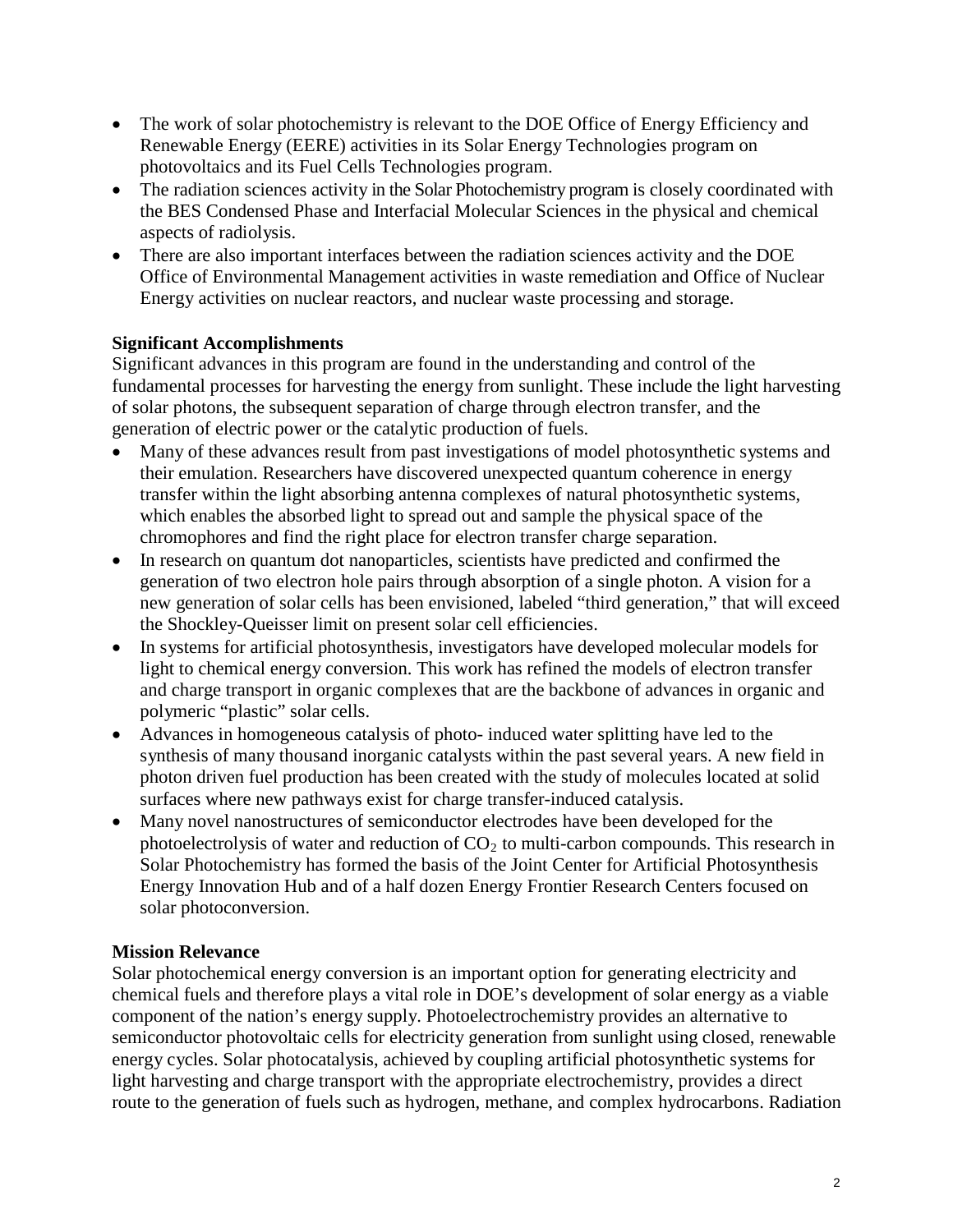- The work of solar photochemistry is relevant to the DOE Office of Energy Efficiency and Renewable Energy (EERE) activities in its Solar Energy Technologies program on photovoltaics and its Fuel Cells Technologies program.
- The radiation sciences activity in the Solar Photochemistry program is closely coordinated with the BES Condensed Phase and Interfacial Molecular Sciences in the physical and chemical aspects of radiolysis.
- There are also important interfaces between the radiation sciences activity and the DOE Office of Environmental Management activities in waste remediation and Office of Nuclear Energy activities on nuclear reactors, and nuclear waste processing and storage.

**Significant Accomplishments**

Significant advances in this program are found in the understanding and control of the fundamental processes for harvesting the energy from sunlight. These include the light harvesting of solar photons, the subsequent separation of charge through electron transfer, and the generation of electric power or the catalytic production of fuels.

- Many of these advances result from past investigations of model photosynthetic systems and their emulation. Researchers have discovered unexpected quantum coherence in energy transfer within the light absorbing antenna complexes of natural photosynthetic systems, which enables the absorbed light to spread out and sample the physical space of the chromophores and find the right place for electron transfer charge separation.
- In research on quantum dot nanoparticles, scientists have predicted and confirmed the generation of two electron hole pairs through absorption of a single photon. A vision for a new generation of solar cells has been envisioned, labeled "third generation," that will exceed the Shockley-Queisser limit on present solar cell efficiencies.
- In systems for artificial photosynthesis, investigators have developed molecular models for light to chemical energy conversion. This work has refined the models of electron transfer and charge transport in organic complexes that are the backbone of advances in organic and polymeric "plastic" solar cells.
- Advances in homogeneous catalysis of photo- induced water splitting have led to the synthesis of many thousand inorganic catalysts within the past several years. A new field in photon driven fuel production has been created with the study of molecules located at solid surfaces where new pathways exist for charge transfer-induced catalysis.
- Many novel nanostructures of semiconductor electrodes have been developed for the photoelectrolysis of water and reduction of $CO_2$ to multi-carbon compounds. This research in Solar Photochemistry has formed the basis of the Joint Center for Artificial Photosynthesis Energy Innovation Hub and of a half dozen Energy Frontier Research Centers focused on solar photoconversion.

**Mission Relevance**

Solar photochemical energy conversion is an important option for generating electricity and chemical fuels and therefore plays a vital role in DOE's development of solar energy as a viable component of the nation's energy supply. Photoelectrochemistry provides an alternative to semiconductor photovoltaic cells for electricity generation from sunlight using closed, renewable energy cycles. Solar photocatalysis, achieved by coupling artificial photosynthetic systems for light harvesting and charge transport with the appropriate electrochemistry, provides a direct route to the generation of fuels such as hydrogen, methane, and complex hydrocarbons. Radiation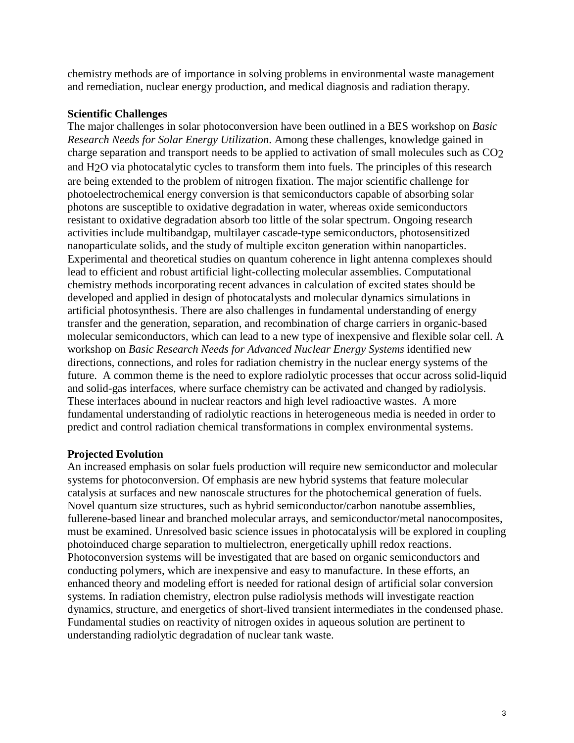chemistry methods are of importance in solving problems in environmental waste management and remediation, nuclear energy production, and medical diagnosis and radiation therapy.

**Scientific Challenges**

The major challenges in solar photoconversion have been outlined in a BES workshop on *Basic Research Needs for Solar Energy Utilization*. Among these challenges, knowledge gained in charge separation and transport needs to be applied to activation of small molecules such as $CO_2$ and $H_2O$ via photocatalytic cycles to transform them into fuels. The principles of this research are being extended to the problem of nitrogen fixation. The major scientific challenge for photoelectrochemical energy conversion is that semiconductors capable of absorbing solar photons are susceptible to oxidative degradation in water, whereas oxide semiconductors resistant to oxidative degradation absorb too little of the solar spectrum. Ongoing research activities include multibandgap, multilayer cascade-type semiconductors, photosensitized nanoparticulate solids, and the study of multiple exciton generation within nanoparticles. Experimental and theoretical studies on quantum coherence in light antenna complexes should lead to efficient and robust artificial light-collecting molecular assemblies. Computational chemistry methods incorporating recent advances in calculation of excited states should be developed and applied in design of photocatalysts and molecular dynamics simulations in artificial photosynthesis. There are also challenges in fundamental understanding of energy transfer and the generation, separation, and recombination of charge carriers in organic-based molecular semiconductors, which can lead to a new type of inexpensive and flexible solar cell. A workshop on *Basic Research Needs for Advanced Nuclear Energy Systems* identified new directions, connections, and roles for radiation chemistry in the nuclear energy systems of the future. A common theme is the need to explore radiolytic processes that occur across solid-liquid and solid-gas interfaces, where surface chemistry can be activated and changed by radiolysis. These interfaces abound in nuclear reactors and high level radioactive wastes. A more fundamental understanding of radiolytic reactions in heterogeneous media is needed in order to predict and control radiation chemical transformations in complex environmental systems.

**Projected Evolution**

An increased emphasis on solar fuels production will require new semiconductor and molecular systems for photoconversion. Of emphasis are new hybrid systems that feature molecular catalysis at surfaces and new nanoscale structures for the photochemical generation of fuels. Novel quantum size structures, such as hybrid semiconductor/carbon nanotube assemblies, fullerene-based linear and branched molecular arrays, and semiconductor/metal nanocomposites, must be examined. Unresolved basic science issues in photocatalysis will be explored in coupling photoinduced charge separation to multielectron, energetically uphill redox reactions. Photoconversion systems will be investigated that are based on organic semiconductors and conducting polymers, which are inexpensive and easy to manufacture. In these efforts, an enhanced theory and modeling effort is needed for rational design of artificial solar conversion systems. In radiation chemistry, electron pulse radiolysis methods will investigate reaction dynamics, structure, and energetics of short-lived transient intermediates in the condensed phase. Fundamental studies on reactivity of nitrogen oxides in aqueous solution are pertinent to understanding radiolytic degradation of nuclear tank waste.